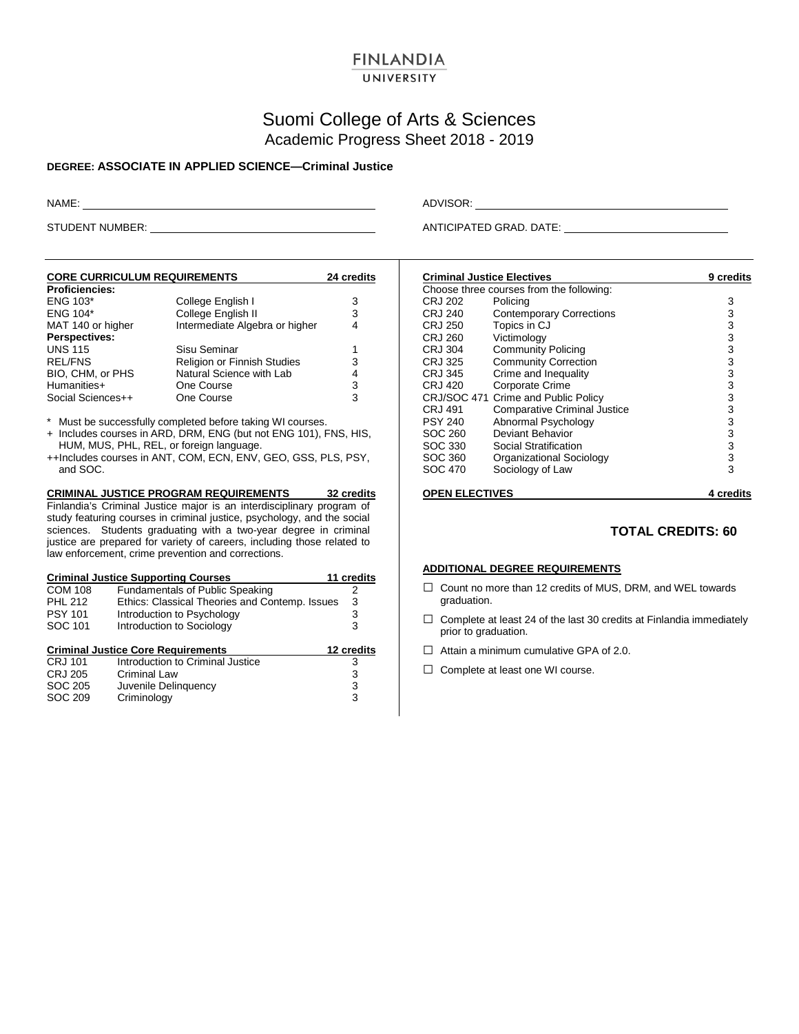# FINLANDIA UNIVERSITY

## Suomi College of Arts & Sciences
Academic Progress Sheet 2018 - 2019

**DEGREE: ASSOCIATE IN APPLIED SCIENCE—Criminal Justice**

NAME: ____________________ ADVISOR: ____________________

STUDENT NUMBER: ____________________ ANTICIPATED GRAD. DATE: ____________________

### CORE CURRICULUM REQUIREMENTS — 24 credits

| | | |
|---|---|---|
| **Proficiencies:** | | |
| ENG 103* | College English I | 3 |
| ENG 104* | College English II | 3 |
| MAT 140 or higher | Intermediate Algebra or higher | 4 |
| **Perspectives:** | | |
| UNS 115 | Sisu Seminar | 1 |
| REL/FNS | Religion or Finnish Studies | 3 |
| BIO, CHM, or PHS | Natural Science with Lab | 4 |
| Humanities+ | One Course | 3 |
| Social Sciences++ | One Course | 3 |

\* Must be successfully completed before taking WI courses.

\+ Includes courses in ARD, DRM, ENG (but not ENG 101), FNS, HIS, HUM, MUS, PHL, REL, or foreign language.

++Includes courses in ANT, COM, ECN, ENV, GEO, GSS, PLS, PSY, and SOC.

### CRIMINAL JUSTICE PROGRAM REQUIREMENTS — 32 credits

Finlandia's Criminal Justice major is an interdisciplinary program of study featuring courses in criminal justice, psychology, and the social sciences. Students graduating with a two-year degree in criminal justice are prepared for variety of careers, including those related to law enforcement, crime prevention and corrections.

**Criminal Justice Supporting Courses — 11 credits**

| | | |
|---|---|---|
| COM 108 | Fundamentals of Public Speaking | 2 |
| PHL 212 | Ethics: Classical Theories and Contemp. Issues | 3 |
| PSY 101 | Introduction to Psychology | 3 |
| SOC 101 | Introduction to Sociology | 3 |

**Criminal Justice Core Requirements — 12 credits**

| | | |
|---|---|---|
| CRJ 101 | Introduction to Criminal Justice | 3 |
| CRJ 205 | Criminal Law | 3 |
| SOC 205 | Juvenile Delinquency | 3 |
| SOC 209 | Criminology | 3 |

**Criminal Justice Electives — 9 credits**

Choose three courses from the following:

| | | |
|---|---|---|
| CRJ 202 | Policing | 3 |
| CRJ 240 | Contemporary Corrections | 3 |
| CRJ 250 | Topics in CJ | 3 |
| CRJ 260 | Victimology | 3 |
| CRJ 304 | Community Policing | 3 |
| CRJ 325 | Community Correction | 3 |
| CRJ 345 | Crime and Inequality | 3 |
| CRJ 420 | Corporate Crime | 3 |
| CRJ/SOC 471 | Crime and Public Policy | 3 |
| CRJ 491 | Comparative Criminal Justice | 3 |
| PSY 240 | Abnormal Psychology | 3 |
| SOC 260 | Deviant Behavior | 3 |
| SOC 330 | Social Stratification | 3 |
| SOC 360 | Organizational Sociology | 3 |
| SOC 470 | Sociology of Law | 3 |

### OPEN ELECTIVES — 4 credits

## TOTAL CREDITS: 60

### ADDITIONAL DEGREE REQUIREMENTS

- ☐ Count no more than 12 credits of MUS, DRM, and WEL towards graduation.
- ☐ Complete at least 24 of the last 30 credits at Finlandia immediately prior to graduation.
- ☐ Attain a minimum cumulative GPA of 2.0.
- ☐ Complete at least one WI course.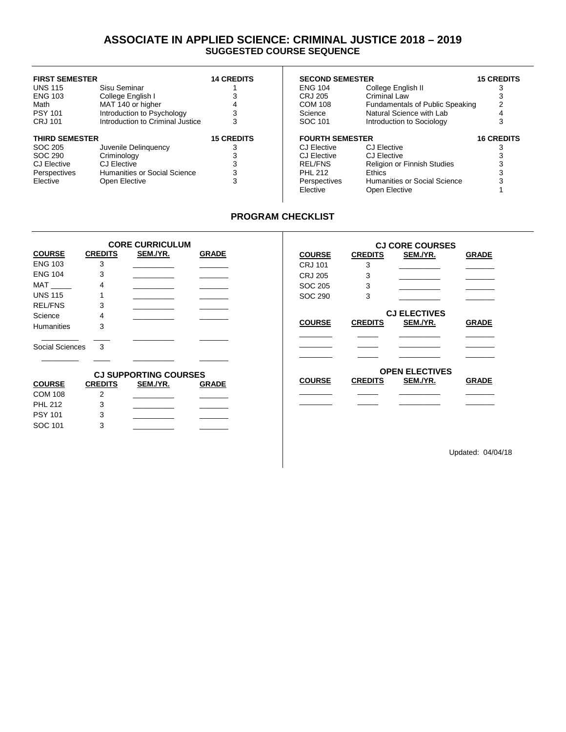# ASSOCIATE IN APPLIED SCIENCE: CRIMINAL JUSTICE 2018 – 2019
## SUGGESTED COURSE SEQUENCE

| FIRST SEMESTER | | 14 CREDITS |
|---|---|---|
| UNS 115 | Sisu Seminar | 1 |
| ENG 103 | College English I | 3 |
| Math | MAT 140 or higher | 4 |
| PSY 101 | Introduction to Psychology | 3 |
| CRJ 101 | Introduction to Criminal Justice | 3 |

| SECOND SEMESTER | | 15 CREDITS |
|---|---|---|
| ENG 104 | College English II | 3 |
| CRJ 205 | Criminal Law | 3 |
| COM 108 | Fundamentals of Public Speaking | 2 |
| Science | Natural Science with Lab | 4 |
| SOC 101 | Introduction to Sociology | 3 |

| THIRD SEMESTER | | 15 CREDITS |
|---|---|---|
| SOC 205 | Juvenile Delinquency | 3 |
| SOC 290 | Criminology | 3 |
| CJ Elective | CJ Elective | 3 |
| Perspectives | Humanities or Social Science | 3 |
| Elective | Open Elective | 3 |

| FOURTH SEMESTER | | 16 CREDITS |
|---|---|---|
| CJ Elective | CJ Elective | 3 |
| CJ Elective | CJ Elective | 3 |
| REL/FNS | Religion or Finnish Studies | 3 |
| PHL 212 | Ethics | 3 |
| Perspectives | Humanities or Social Science | 3 |
| Elective | Open Elective | 1 |

## PROGRAM CHECKLIST

### CORE CURRICULUM

| COURSE | CREDITS | SEM./YR. | GRADE |
|---|---|---|---|
| ENG 103 | 3 | | |
| ENG 104 | 3 | | |
| MAT _____ | 4 | | |
| UNS 115 | 1 | | |
| REL/FNS | 3 | | |
| Science | 4 | | |
| Humanities | 3 | | |
| | | | |
| Social Sciences | 3 | | |
| | | | |

### CJ SUPPORTING COURSES

| COURSE | CREDITS | SEM./YR. | GRADE |
|---|---|---|---|
| COM 108 | 2 | | |
| PHL 212 | 3 | | |
| PSY 101 | 3 | | |
| SOC 101 | 3 | | |

### CJ CORE COURSES

| COURSE | CREDITS | SEM./YR. | GRADE |
|---|---|---|---|
| CRJ 101 | 3 | | |
| CRJ 205 | 3 | | |
| SOC 205 | 3 | | |
| SOC 290 | 3 | | |

### CJ ELECTIVES

| COURSE | CREDITS | SEM./YR. | GRADE |
|---|---|---|---|
| | | | |
| | | | |
| | | | |

### OPEN ELECTIVES

| COURSE | CREDITS | SEM./YR. | GRADE |
|---|---|---|---|
| | | | |
| | | | |

Updated: 04/04/18